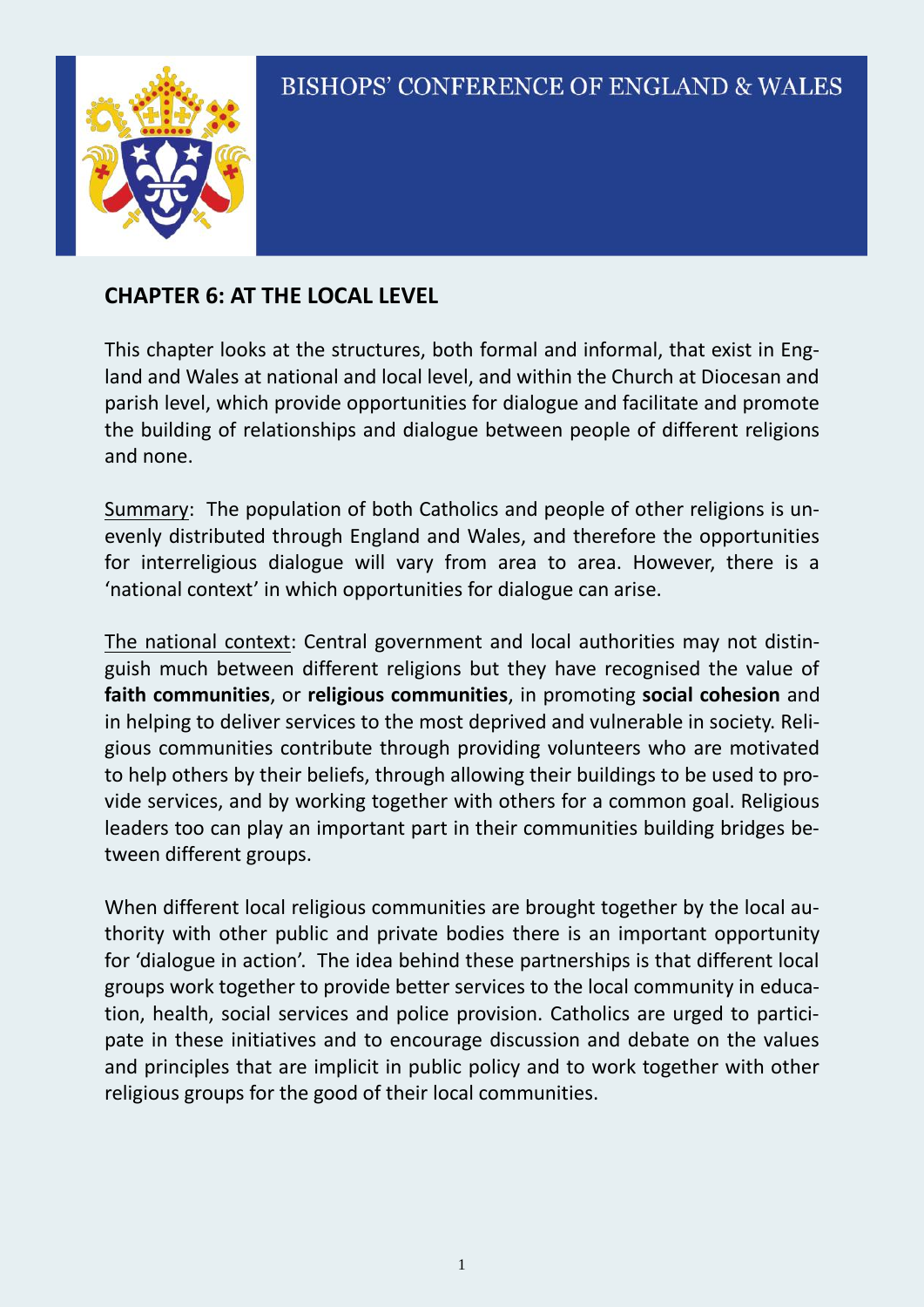BISHOPS' CONFERENCE OF ENGLAND & WALES

## CHAPTER 6: AT THE LOCAL LEVEL

This chapter looks at the structures, both formal and informal, that exist in England and Wales at national and local level, and within the Church at Diocesan and parish level, which provide opportunities for dialogue and facilitate and promote the building of relationships and dialogue between people of different religions and none.

Summary: The population of both Catholics and people of other religions is unevenly distributed through England and Wales, and therefore the opportunities for interreligious dialogue will vary from area to area. However, there is a 'national context' in which opportunities for dialogue can arise.

The national context: Central government and local authorities may not distinguish much between different religions but they have recognised the value of **faith communities**, or **religious communities**, in promoting **social cohesion** and in helping to deliver services to the most deprived and vulnerable in society. Religious communities contribute through providing volunteers who are motivated to help others by their beliefs, through allowing their buildings to be used to provide services, and by working together with others for a common goal. Religious leaders too can play an important part in their communities building bridges between different groups.

When different local religious communities are brought together by the local authority with other public and private bodies there is an important opportunity for 'dialogue in action'. The idea behind these partnerships is that different local groups work together to provide better services to the local community in education, health, social services and police provision. Catholics are urged to participate in these initiatives and to encourage discussion and debate on the values and principles that are implicit in public policy and to work together with other religious groups for the good of their local communities.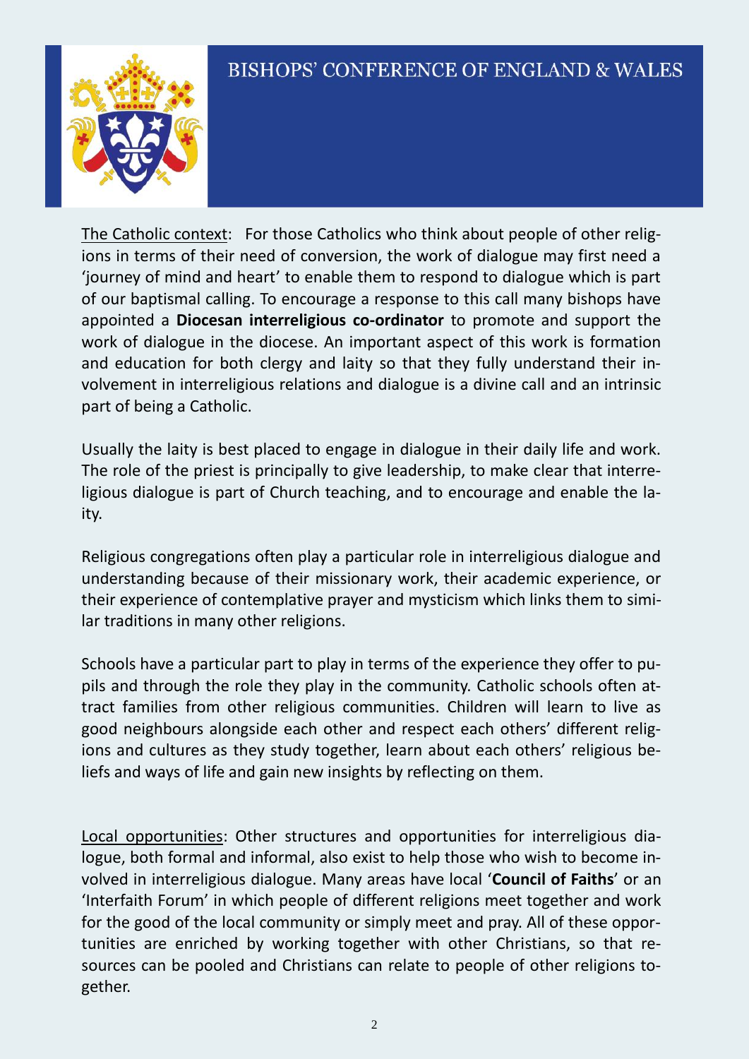The Catholic context: For those Catholics who think about people of other religions in terms of their need of conversion, the work of dialogue may first need a 'journey of mind and heart' to enable them to respond to dialogue which is part of our baptismal calling. To encourage a response to this call many bishops have appointed a **Diocesan interreligious co-ordinator** to promote and support the work of dialogue in the diocese. An important aspect of this work is formation and education for both clergy and laity so that they fully understand their involvement in interreligious relations and dialogue is a divine call and an intrinsic part of being a Catholic.

Usually the laity is best placed to engage in dialogue in their daily life and work. The role of the priest is principally to give leadership, to make clear that interreligious dialogue is part of Church teaching, and to encourage and enable the laity.

Religious congregations often play a particular role in interreligious dialogue and understanding because of their missionary work, their academic experience, or their experience of contemplative prayer and mysticism which links them to similar traditions in many other religions.

Schools have a particular part to play in terms of the experience they offer to pupils and through the role they play in the community. Catholic schools often attract families from other religious communities. Children will learn to live as good neighbours alongside each other and respect each others' different religions and cultures as they study together, learn about each others' religious beliefs and ways of life and gain new insights by reflecting on them.

Local opportunities: Other structures and opportunities for interreligious dialogue, both formal and informal, also exist to help those who wish to become involved in interreligious dialogue. Many areas have local '**Council of Faiths**' or an 'Interfaith Forum' in which people of different religions meet together and work for the good of the local community or simply meet and pray. All of these opportunities are enriched by working together with other Christians, so that resources can be pooled and Christians can relate to people of other religions together.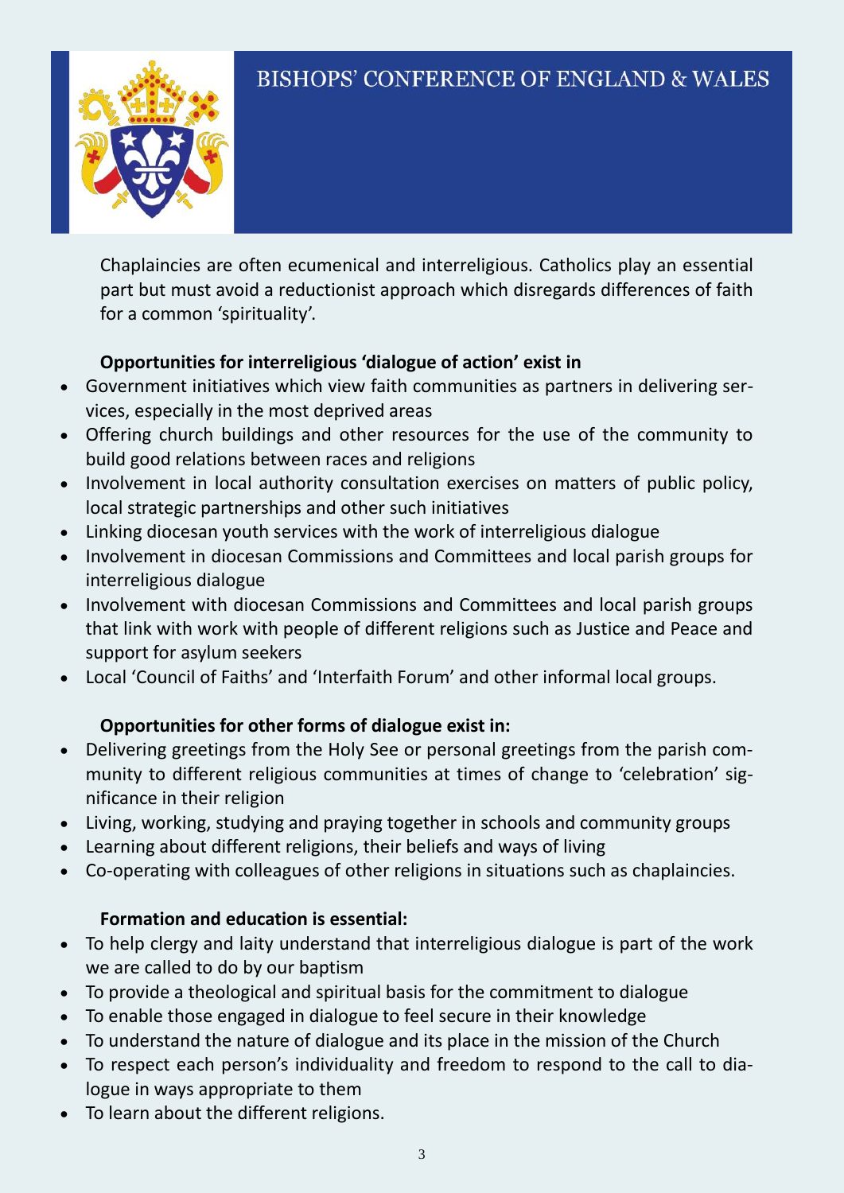Chaplaincies are often ecumenical and interreligious. Catholics play an essential part but must avoid a reductionist approach which disregards differences of faith for a common 'spirituality'.

**Opportunities for interreligious 'dialogue of action' exist in**

- Government initiatives which view faith communities as partners in delivering services, especially in the most deprived areas
- Offering church buildings and other resources for the use of the community to build good relations between races and religions
- Involvement in local authority consultation exercises on matters of public policy, local strategic partnerships and other such initiatives
- Linking diocesan youth services with the work of interreligious dialogue
- Involvement in diocesan Commissions and Committees and local parish groups for interreligious dialogue
- Involvement with diocesan Commissions and Committees and local parish groups that link with work with people of different religions such as Justice and Peace and support for asylum seekers
- Local 'Council of Faiths' and 'Interfaith Forum' and other informal local groups.

**Opportunities for other forms of dialogue exist in:**

- Delivering greetings from the Holy See or personal greetings from the parish community to different religious communities at times of change to 'celebration' significance in their religion
- Living, working, studying and praying together in schools and community groups
- Learning about different religions, their beliefs and ways of living
- Co-operating with colleagues of other religions in situations such as chaplaincies.

**Formation and education is essential:**

- To help clergy and laity understand that interreligious dialogue is part of the work we are called to do by our baptism
- To provide a theological and spiritual basis for the commitment to dialogue
- To enable those engaged in dialogue to feel secure in their knowledge
- To understand the nature of dialogue and its place in the mission of the Church
- To respect each person's individuality and freedom to respond to the call to dialogue in ways appropriate to them
- To learn about the different religions.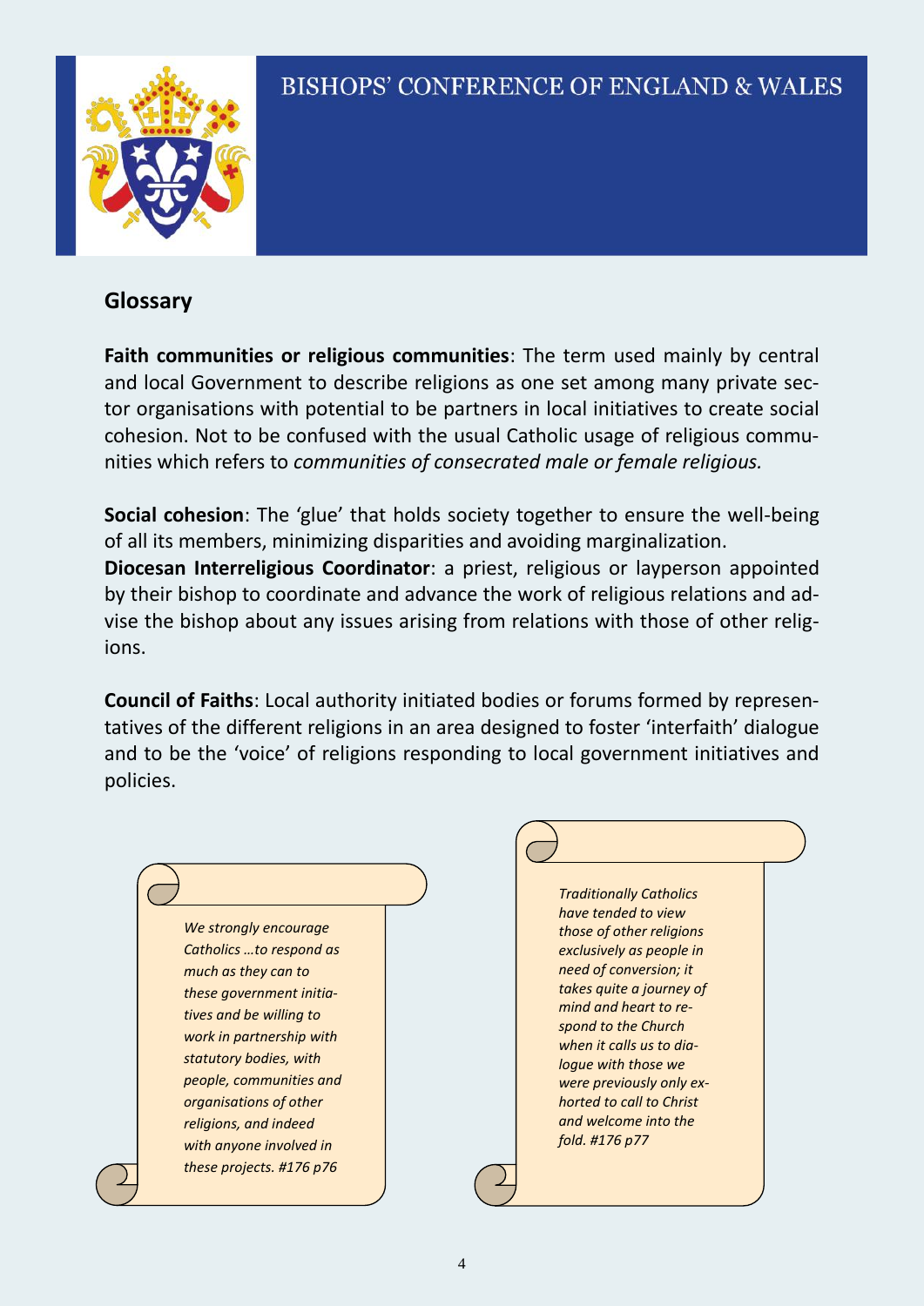## Glossary

**Faith communities or religious communities**: The term used mainly by central and local Government to describe religions as one set among many private sector organisations with potential to be partners in local initiatives to create social cohesion. Not to be confused with the usual Catholic usage of religious communities which refers to *communities of consecrated male or female religious.*

**Social cohesion**: The 'glue' that holds society together to ensure the well-being of all its members, minimizing disparities and avoiding marginalization.

**Diocesan Interreligious Coordinator**: a priest, religious or layperson appointed by their bishop to coordinate and advance the work of religious relations and advise the bishop about any issues arising from relations with those of other religions.

**Council of Faiths**: Local authority initiated bodies or forums formed by representatives of the different religions in an area designed to foster 'interfaith' dialogue and to be the 'voice' of religions responding to local government initiatives and policies.

> *We strongly encourage Catholics …to respond as much as they can to these government initiatives and be willing to work in partnership with statutory bodies, with people, communities and organisations of other religions, and indeed with anyone involved in these projects. #176 p76*

> *Traditionally Catholics have tended to view those of other religions exclusively as people in need of conversion; it takes quite a journey of mind and heart to respond to the Church when it calls us to dialogue with those we were previously only exhorted to call to Christ and welcome into the fold. #176 p77*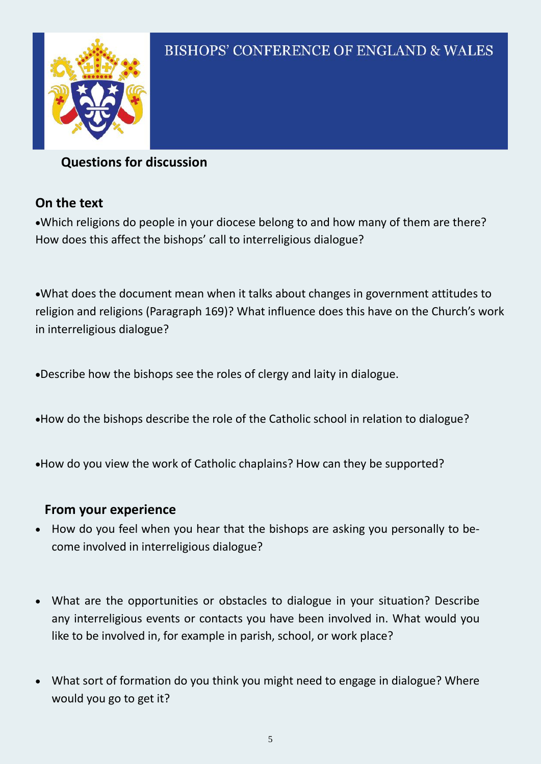BISHOPS' CONFERENCE OF ENGLAND & WALES

## Questions for discussion

### On the text

- Which religions do people in your diocese belong to and how many of them are there? How does this affect the bishops' call to interreligious dialogue?

- What does the document mean when it talks about changes in government attitudes to religion and religions (Paragraph 169)? What influence does this have on the Church's work in interreligious dialogue?

- Describe how the bishops see the roles of clergy and laity in dialogue.

- How do the bishops describe the role of the Catholic school in relation to dialogue?

- How do you view the work of Catholic chaplains? How can they be supported?

### From your experience

- How do you feel when you hear that the bishops are asking you personally to become involved in interreligious dialogue?

- What are the opportunities or obstacles to dialogue in your situation? Describe any interreligious events or contacts you have been involved in. What would you like to be involved in, for example in parish, school, or work place?

- What sort of formation do you think you might need to engage in dialogue? Where would you go to get it?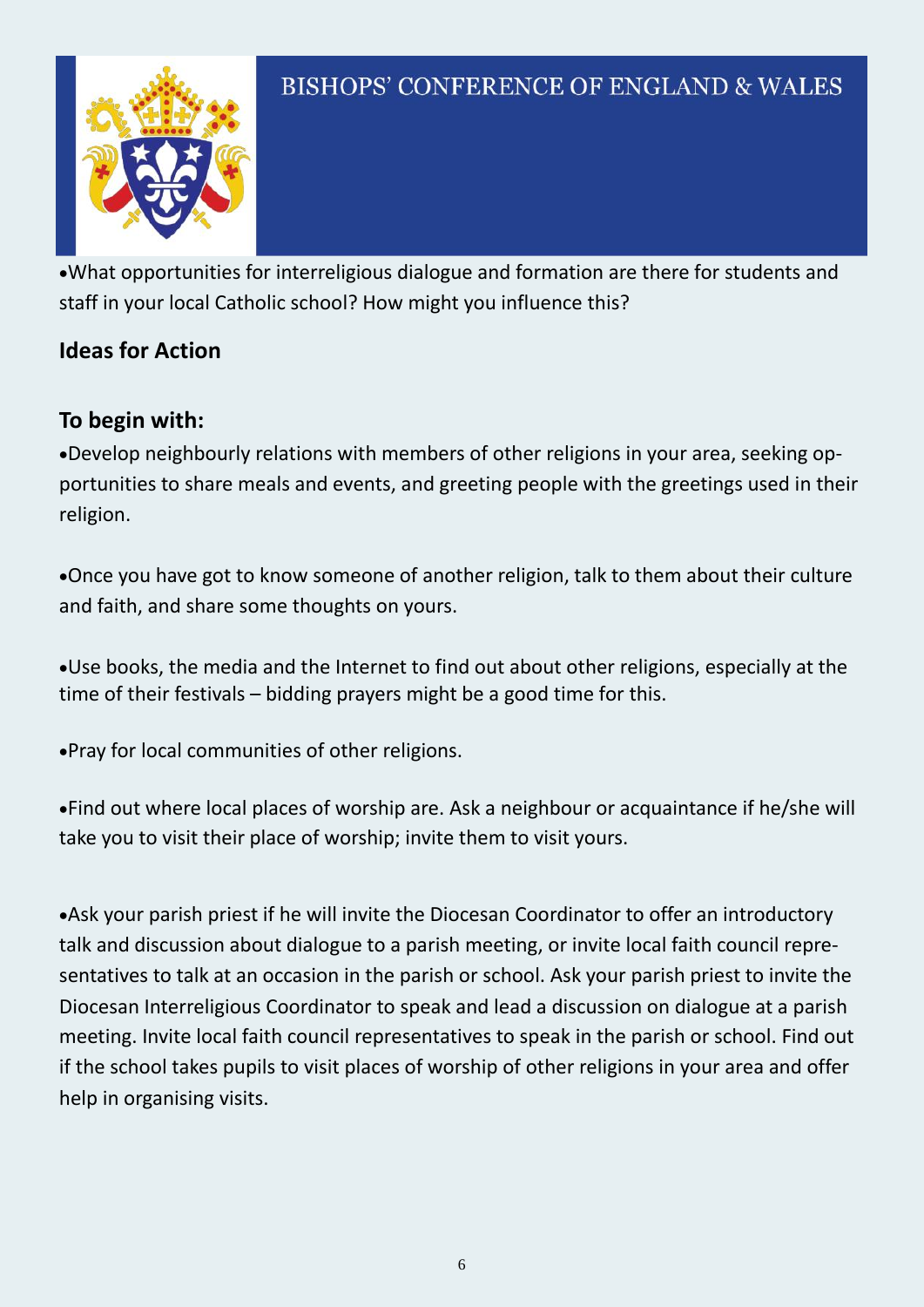- What opportunities for interreligious dialogue and formation are there for students and staff in your local Catholic school? How might you influence this?

## Ideas for Action

### To begin with:

- Develop neighbourly relations with members of other religions in your area, seeking opportunities to share meals and events, and greeting people with the greetings used in their religion.

- Once you have got to know someone of another religion, talk to them about their culture and faith, and share some thoughts on yours.

- Use books, the media and the Internet to find out about other religions, especially at the time of their festivals – bidding prayers might be a good time for this.

- Pray for local communities of other religions.

- Find out where local places of worship are. Ask a neighbour or acquaintance if he/she will take you to visit their place of worship; invite them to visit yours.

- Ask your parish priest if he will invite the Diocesan Coordinator to offer an introductory talk and discussion about dialogue to a parish meeting, or invite local faith council representatives to talk at an occasion in the parish or school. Ask your parish priest to invite the Diocesan Interreligious Coordinator to speak and lead a discussion on dialogue at a parish meeting. Invite local faith council representatives to speak in the parish or school. Find out if the school takes pupils to visit places of worship of other religions in your area and offer help in organising visits.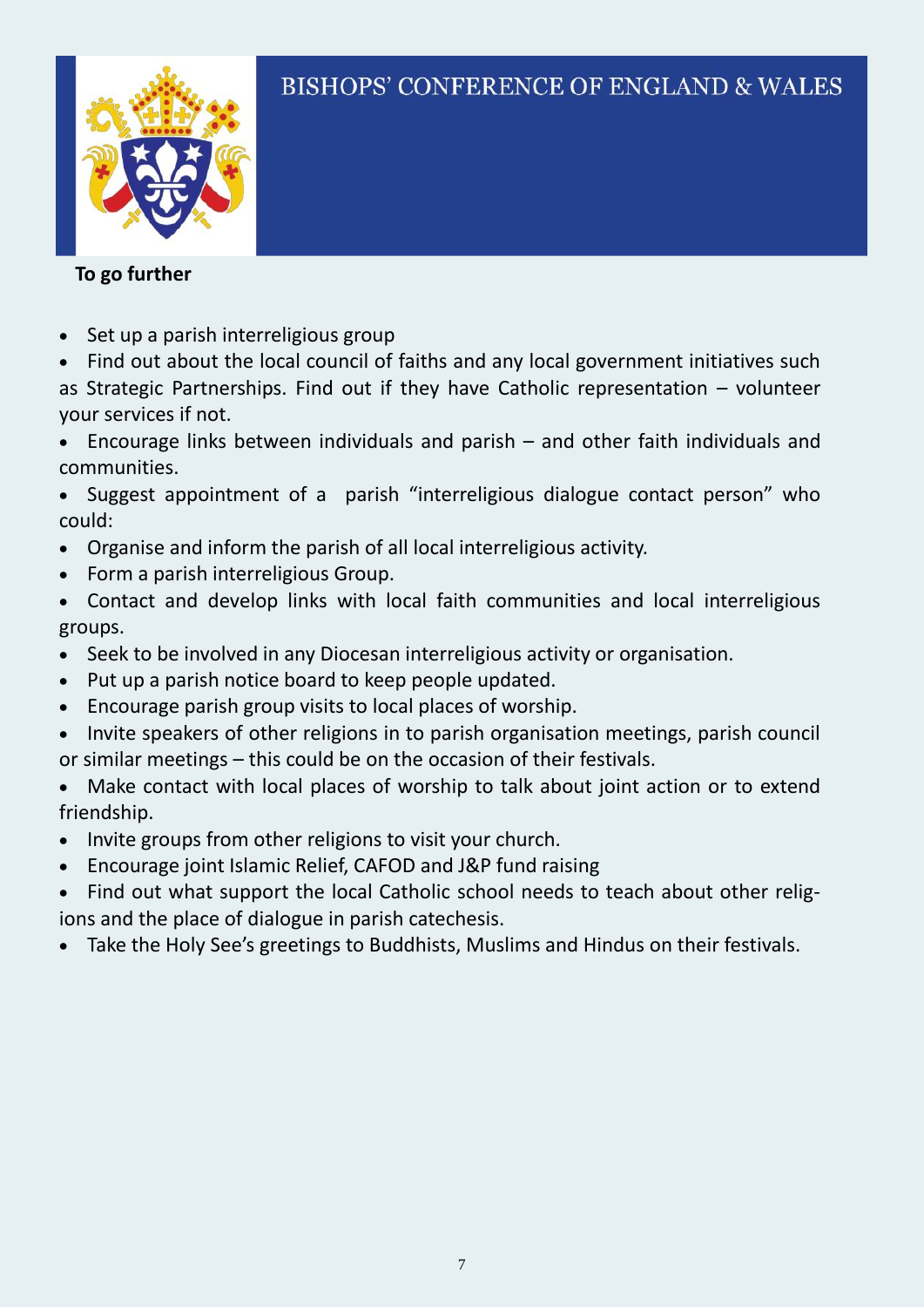BISHOPS' CONFERENCE OF ENGLAND & WALES

**To go further**

- Set up a parish interreligious group
- Find out about the local council of faiths and any local government initiatives such as Strategic Partnerships. Find out if they have Catholic representation – volunteer your services if not.
- Encourage links between individuals and parish – and other faith individuals and communities.
- Suggest appointment of a parish "interreligious dialogue contact person" who could:
- Organise and inform the parish of all local interreligious activity.
- Form a parish interreligious Group.
- Contact and develop links with local faith communities and local interreligious groups.
- Seek to be involved in any Diocesan interreligious activity or organisation.
- Put up a parish notice board to keep people updated.
- Encourage parish group visits to local places of worship.
- Invite speakers of other religions in to parish organisation meetings, parish council or similar meetings – this could be on the occasion of their festivals.
- Make contact with local places of worship to talk about joint action or to extend friendship.
- Invite groups from other religions to visit your church.
- Encourage joint Islamic Relief, CAFOD and J&P fund raising
- Find out what support the local Catholic school needs to teach about other religions and the place of dialogue in parish catechesis.
- Take the Holy See's greetings to Buddhists, Muslims and Hindus on their festivals.